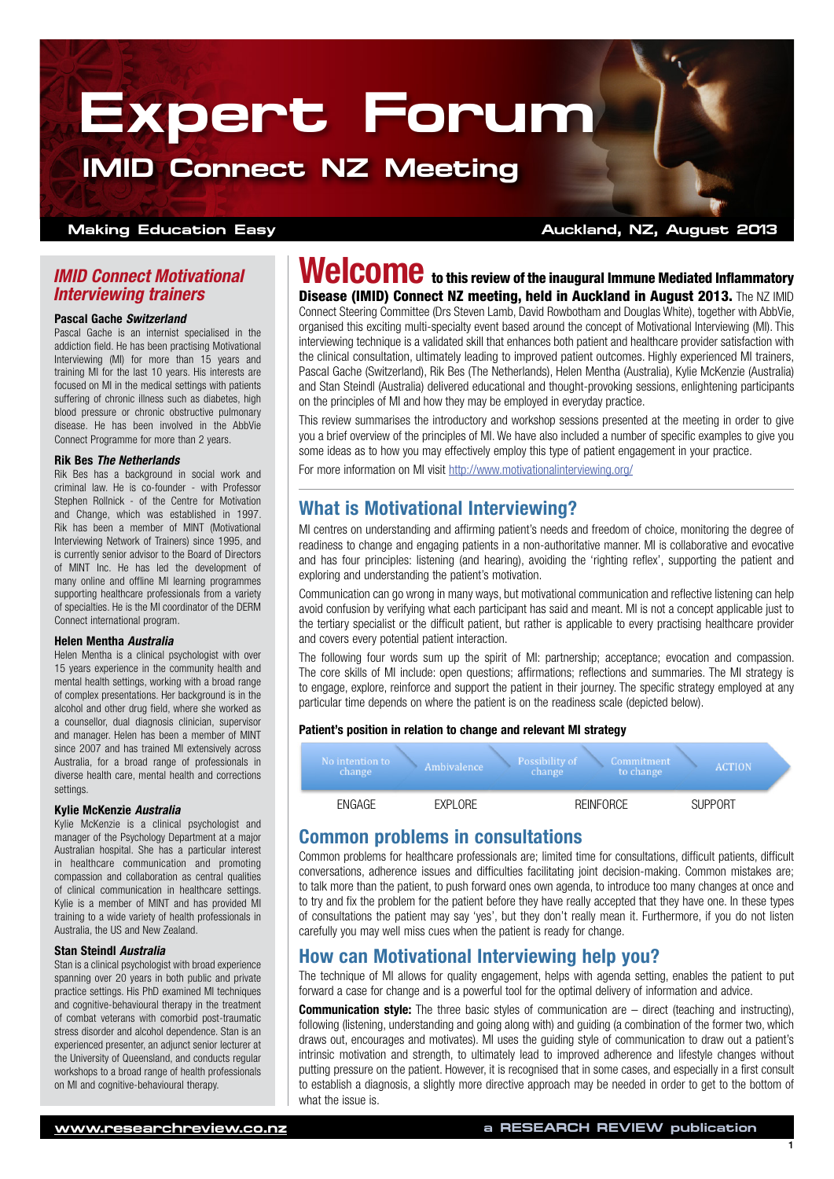# Expert Forum

## IMID Connect NZ Meeting

**Making Education Easy** — **Auckland, NZ, August 2013**

### *IMID Connect Motivational Interviewing trainers*

**Pascal Gache** ***Switzerland***
Pascal Gache is an internist specialised in the addiction field. He has been practising Motivational Interviewing (MI) for more than 15 years and training MI for the last 10 years. His interests are focused on MI in the medical settings with patients suffering of chronic illness such as diabetes, high blood pressure or chronic obstructive pulmonary disease. He has been involved in the AbbVie Connect Programme for more than 2 years.

**Rik Bes** ***The Netherlands***
Rik Bes has a background in social work and criminal law. He is co-founder - with Professor Stephen Rollnick - of the Centre for Motivation and Change, which was established in 1997. Rik has been a member of MINT (Motivational Interviewing Network of Trainers) since 1995, and is currently senior advisor to the Board of Directors of MINT Inc. He has led the development of many online and offline MI learning programmes supporting healthcare professionals from a variety of specialties. He is the MI coordinator of the DERM Connect international program.

**Helen Mentha** ***Australia***
Helen Mentha is a clinical psychologist with over 15 years experience in the community health and mental health settings, working with a broad range of complex presentations. Her background is in the alcohol and other drug field, where she worked as a counsellor, dual diagnosis clinician, supervisor and manager. Helen has been a member of MINT since 2007 and has trained MI extensively across Australia, for a broad range of professionals in diverse health care, mental health and corrections settings.

**Kylie McKenzie** ***Australia***
Kylie McKenzie is a clinical psychologist and manager of the Psychology Department at a major Australian hospital. She has a particular interest in healthcare communication and promoting compassion and collaboration as central qualities of clinical communication in healthcare settings. Kylie is a member of MINT and has provided MI training to a wide variety of health professionals in Australia, the US and New Zealand.

**Stan Steindl** ***Australia***
Stan is a clinical psychologist with broad experience spanning over 20 years in both public and private practice settings. His PhD examined MI techniques and cognitive-behavioural therapy in the treatment of combat veterans with comorbid post-traumatic stress disorder and alcohol dependence. Stan is an experienced presenter, an adjunct senior lecturer at the University of Queensland, and conducts regular workshops to a broad range of health professionals on MI and cognitive-behavioural therapy.

# Welcome

**to this review of the inaugural Immune Mediated Inflammatory Disease (IMID) Connect NZ meeting, held in Auckland in August 2013.** The NZ IMID Connect Steering Committee (Drs Steven Lamb, David Rowbotham and Douglas White), together with AbbVie, organised this exciting multi-specialty event based around the concept of Motivational Interviewing (MI). This interviewing technique is a validated skill that enhances both patient and healthcare provider satisfaction with the clinical consultation, ultimately leading to improved patient outcomes. Highly experienced MI trainers, Pascal Gache (Switzerland), Rik Bes (The Netherlands), Helen Mentha (Australia), Kylie McKenzie (Australia) and Stan Steindl (Australia) delivered educational and thought-provoking sessions, enlightening participants on the principles of MI and how they may be employed in everyday practice.

This review summarises the introductory and workshop sessions presented at the meeting in order to give you a brief overview of the principles of MI. We have also included a number of specific examples to give you some ideas as to how you may effectively employ this type of patient engagement in your practice.

For more information on MI visit http://www.motivationalinterviewing.org/

## What is Motivational Interviewing?

MI centres on understanding and affirming patient's needs and freedom of choice, monitoring the degree of readiness to change and engaging patients in a non-authoritative manner. MI is collaborative and evocative and has four principles: listening (and hearing), avoiding the 'righting reflex', supporting the patient and exploring and understanding the patient's motivation.

Communication can go wrong in many ways, but motivational communication and reflective listening can help avoid confusion by verifying what each participant has said and meant. MI is not a concept applicable just to the tertiary specialist or the difficult patient, but rather is applicable to every practising healthcare provider and covers every potential patient interaction.

The following four words sum up the spirit of MI: partnership; acceptance; evocation and compassion. The core skills of MI include: open questions; affirmations; reflections and summaries. The MI strategy is to engage, explore, reinforce and support the patient in their journey. The specific strategy employed at any particular time depends on where the patient is on the readiness scale (depicted below).

**Patient's position in relation to change and relevant MI strategy**

| No intention to change | Ambivalence | Possibility of change | Commitment to change | ACTION |
|---|---|---|---|---|
| ENGAGE | EXPLORE | REINFORCE | | SUPPORT |

## Common problems in consultations

Common problems for healthcare professionals are; limited time for consultations, difficult patients, difficult conversations, adherence issues and difficulties facilitating joint decision-making. Common mistakes are; to talk more than the patient, to push forward ones own agenda, to introduce too many changes at once and to try and fix the problem for the patient before they have really accepted that they have one. In these types of consultations the patient may say 'yes', but they don't really mean it. Furthermore, if you do not listen carefully you may well miss cues when the patient is ready for change.

## How can Motivational Interviewing help you?

The technique of MI allows for quality engagement, helps with agenda setting, enables the patient to put forward a case for change and is a powerful tool for the optimal delivery of information and advice.

**Communication style:** The three basic styles of communication are – direct (teaching and instructing), following (listening, understanding and going along with) and guiding (a combination of the former two, which draws out, encourages and motivates). MI uses the guiding style of communication to draw out a patient's intrinsic motivation and strength, to ultimately lead to improved adherence and lifestyle changes without putting pressure on the patient. However, it is recognised that in some cases, and especially in a first consult to establish a diagnosis, a slightly more directive approach may be needed in order to get to the bottom of what the issue is.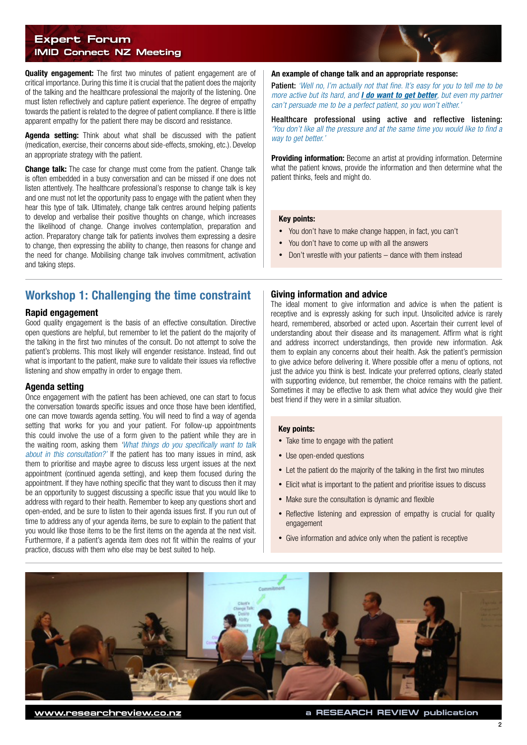**Quality engagement:** The first two minutes of patient engagement are of critical importance. During this time it is crucial that the patient does the majority of the talking and the healthcare professional the majority of the listening. One must listen reflectively and capture patient experience. The degree of empathy towards the patient is related to the degree of patient compliance. If there is little apparent empathy for the patient there may be discord and resistance.

**Agenda setting:** Think about what shall be discussed with the patient (medication, exercise, their concerns about side-effects, smoking, etc.). Develop an appropriate strategy with the patient.

**Change talk:** The case for change must come from the patient. Change talk is often embedded in a busy conversation and can be missed if one does not listen attentively. The healthcare professional's response to change talk is key and one must not let the opportunity pass to engage with the patient when they hear this type of talk. Ultimately, change talk centres around helping patients to develop and verbalise their positive thoughts on change, which increases the likelihood of change. Change involves contemplation, preparation and action. Preparatory change talk for patients involves them expressing a desire to change, then expressing the ability to change, then reasons for change and the need for change. Mobilising change talk involves commitment, activation and taking steps.

**An example of change talk and an appropriate response:**

**Patient:** *'Well no, I'm actually not that fine. It's easy for you to tell me to be more active but its hard, and* ***I do want to get better****, but even my partner can't persuade me to be a perfect patient, so you won't either.'*

**Healthcare professional using active and reflective listening:** *'You don't like all the pressure and at the same time you would like to find a way to get better.'*

**Providing information:** Become an artist at providing information. Determine what the patient knows, provide the information and then determine what the patient thinks, feels and might do.

**Key points:**

- You don't have to make change happen, in fact, you can't
- You don't have to come up with all the answers
- Don't wrestle with your patients – dance with them instead

## Workshop 1: Challenging the time constraint

### Rapid engagement

Good quality engagement is the basis of an effective consultation. Directive open questions are helpful, but remember to let the patient do the majority of the talking in the first two minutes of the consult. Do not attempt to solve the patient's problems. This most likely will engender resistance. Instead, find out what is important to the patient, make sure to validate their issues via reflective listening and show empathy in order to engage them.

### Agenda setting

Once engagement with the patient has been achieved, one can start to focus the conversation towards specific issues and once those have been identified, one can move towards agenda setting. You will need to find a way of agenda setting that works for you and your patient. For follow-up appointments this could involve the use of a form given to the patient while they are in the waiting room, asking them *'What things do you specifically want to talk about in this consultation?'* If the patient has too many issues in mind, ask them to prioritise and maybe agree to discuss less urgent issues at the next appointment (continued agenda setting), and keep them focused during the appointment. If they have nothing specific that they want to discuss then it may be an opportunity to suggest discussing a specific issue that you would like to address with regard to their health. Remember to keep any questions short and open-ended, and be sure to listen to their agenda issues first. If you run out of time to address any of your agenda items, be sure to explain to the patient that you would like those items to be the first items on the agenda at the next visit. Furthermore, if a patient's agenda item does not fit within the realms of your practice, discuss with them who else may be best suited to help.

### Giving information and advice

The ideal moment to give information and advice is when the patient is receptive and is expressly asking for such input. Unsolicited advice is rarely heard, remembered, absorbed or acted upon. Ascertain their current level of understanding about their disease and its management. Affirm what is right and address incorrect understandings, then provide new information. Ask them to explain any concerns about their health. Ask the patient's permission to give advice before delivering it. Where possible offer a menu of options, not just the advice you think is best. Indicate your preferred options, clearly stated with supporting evidence, but remember, the choice remains with the patient. Sometimes it may be effective to ask them what advice they would give their best friend if they were in a similar situation.

**Key points:**

- Take time to engage with the patient
- Use open-ended questions
- Let the patient do the majority of the talking in the first two minutes
- Elicit what is important to the patient and prioritise issues to discuss
- Make sure the consultation is dynamic and flexible
- Reflective listening and expression of empathy is crucial for quality engagement
- Give information and advice only when the patient is receptive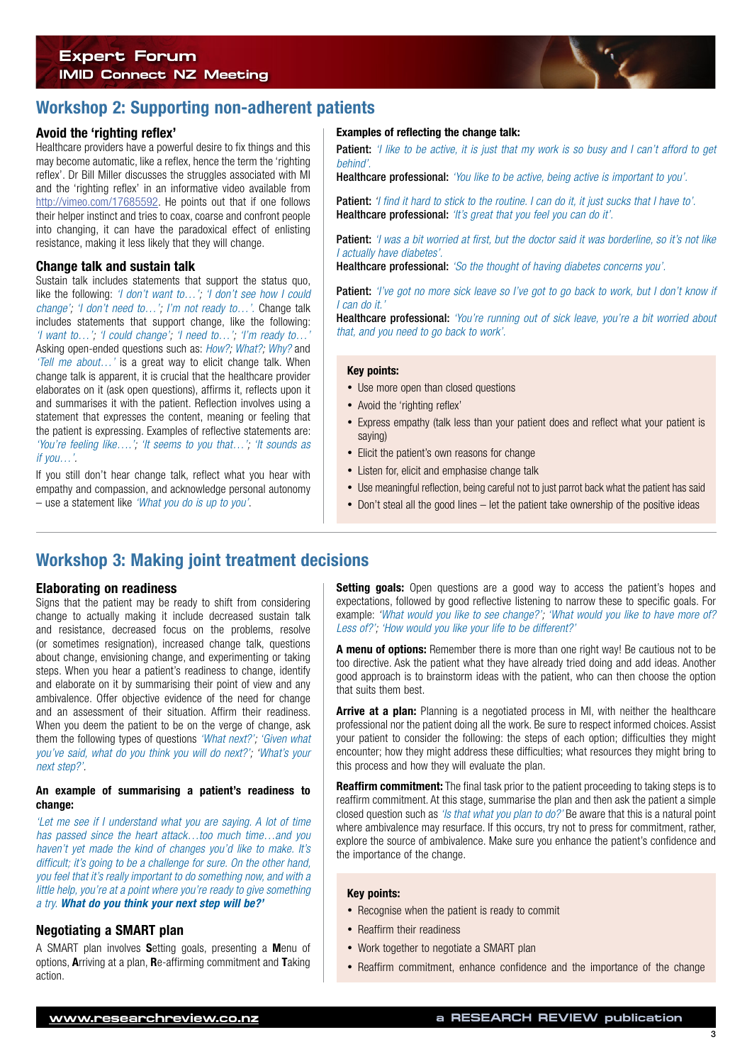## Workshop 2: Supporting non-adherent patients

### Avoid the 'righting reflex'

Healthcare providers have a powerful desire to fix things and this may become automatic, like a reflex, hence the term the 'righting reflex'. Dr Bill Miller discusses the struggles associated with MI and the 'righting reflex' in an informative video available from http://vimeo.com/17685592. He points out that if one follows their helper instinct and tries to coax, coarse and confront people into changing, it can have the paradoxical effect of enlisting resistance, making it less likely that they will change.

### Change talk and sustain talk

Sustain talk includes statements that support the status quo, like the following: *'I don't want to…'; 'I don't see how I could change'; 'I don't need to…'; I'm not ready to…'.* Change talk includes statements that support change, like the following: *'I want to…'; 'I could change'; 'I need to…'; 'I'm ready to…'* Asking open-ended questions such as: *How?; What?; Why?* and *'Tell me about…'* is a great way to elicit change talk. When change talk is apparent, it is crucial that the healthcare provider elaborates on it (ask open questions), affirms it, reflects upon it and summarises it with the patient. Reflection involves using a statement that expresses the content, meaning or feeling that the patient is expressing. Examples of reflective statements are: *'You're feeling like….'; 'It seems to you that…'; 'It sounds as if you…'.*

If you still don't hear change talk, reflect what you hear with empathy and compassion, and acknowledge personal autonomy – use a statement like *'What you do is up to you'.*

**Examples of reflecting the change talk:**

**Patient:** *'I like to be active, it is just that my work is so busy and I can't afford to get behind'.*
**Healthcare professional:** *'You like to be active, being active is important to you'.*

**Patient:** *'I find it hard to stick to the routine. I can do it, it just sucks that I have to'.*
**Healthcare professional:** *'It's great that you feel you can do it'.*

**Patient:** *'I was a bit worried at first, but the doctor said it was borderline, so it's not like I actually have diabetes'.*
**Healthcare professional:** *'So the thought of having diabetes concerns you'.*

**Patient:** *'I've got no more sick leave so I've got to go back to work, but I don't know if I can do it.'*
**Healthcare professional:** *'You're running out of sick leave, you're a bit worried about that, and you need to go back to work'.*

**Key points:**

- Use more open than closed questions
- Avoid the 'righting reflex'
- Express empathy (talk less than your patient does and reflect what your patient is saying)
- Elicit the patient's own reasons for change
- Listen for, elicit and emphasise change talk
- Use meaningful reflection, being careful not to just parrot back what the patient has said
- Don't steal all the good lines – let the patient take ownership of the positive ideas

## Workshop 3: Making joint treatment decisions

### Elaborating on readiness

Signs that the patient may be ready to shift from considering change to actually making it include decreased sustain talk and resistance, decreased focus on the problems, resolve (or sometimes resignation), increased change talk, questions about change, envisioning change, and experimenting or taking steps. When you hear a patient's readiness to change, identify and elaborate on it by summarising their point of view and any ambivalence. Offer objective evidence of the need for change and an assessment of their situation. Affirm their readiness. When you deem the patient to be on the verge of change, ask them the following types of questions *'What next?'; 'Given what you've said, what do you think you will do next?'; 'What's your next step?'.*

**An example of summarising a patient's readiness to change:**

*'Let me see if I understand what you are saying. A lot of time has passed since the heart attack…too much time…and you haven't yet made the kind of changes you'd like to make. It's difficult; it's going to be a challenge for sure. On the other hand, you feel that it's really important to do something now, and with a little help, you're at a point where you're ready to give something a try.* ***What do you think your next step will be?'***

### Negotiating a SMART plan

A SMART plan involves **S**etting goals, presenting a **M**enu of options, **A**rriving at a plan, **R**e-affirming commitment and **T**aking action.

**Setting goals:** Open questions are a good way to access the patient's hopes and expectations, followed by good reflective listening to narrow these to specific goals. For example: *'What would you like to see change?'; 'What would you like to have more of? Less of?'; 'How would you like your life to be different?'*

**A menu of options:** Remember there is more than one right way! Be cautious not to be too directive. Ask the patient what they have already tried doing and add ideas. Another good approach is to brainstorm ideas with the patient, who can then choose the option that suits them best.

**Arrive at a plan:** Planning is a negotiated process in MI, with neither the healthcare professional nor the patient doing all the work. Be sure to respect informed choices. Assist your patient to consider the following: the steps of each option; difficulties they might encounter; how they might address these difficulties; what resources they might bring to this process and how they will evaluate the plan.

**Reaffirm commitment:** The final task prior to the patient proceeding to taking steps is to reaffirm commitment. At this stage, summarise the plan and then ask the patient a simple closed question such as *'Is that what you plan to do?'* Be aware that this is a natural point where ambivalence may resurface. If this occurs, try not to press for commitment, rather, explore the source of ambivalence. Make sure you enhance the patient's confidence and the importance of the change.

**Key points:**

- Recognise when the patient is ready to commit
- Reaffirm their readiness
- Work together to negotiate a SMART plan
- Reaffirm commitment, enhance confidence and the importance of the change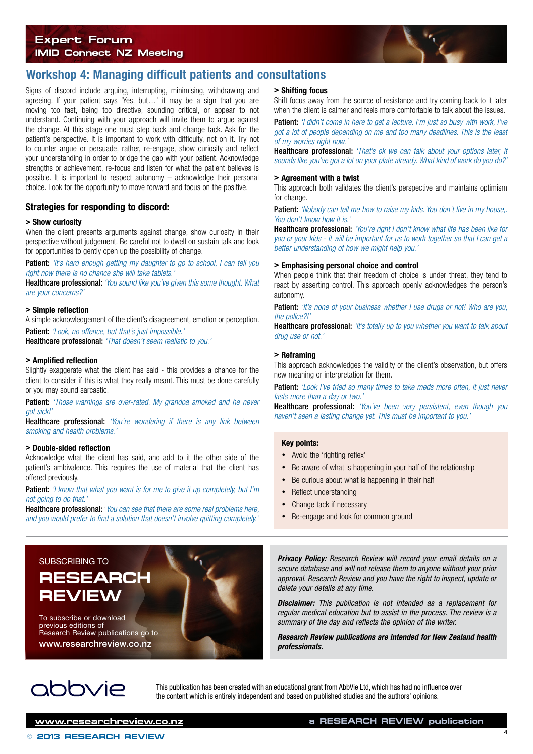## Workshop 4: Managing difficult patients and consultations

Signs of discord include arguing, interrupting, minimising, withdrawing and agreeing. If your patient says 'Yes, but…' it may be a sign that you are moving too fast, being too directive, sounding critical, or appear to not understand. Continuing with your approach will invite them to argue against the change. At this stage one must step back and change tack. Ask for the patient's perspective. It is important to work with difficulty, not on it. Try not to counter argue or persuade, rather, re-engage, show curiosity and reflect your understanding in order to bridge the gap with your patient. Acknowledge strengths or achievement, re-focus and listen for what the patient believes is possible. It is important to respect autonomy – acknowledge their personal choice. Look for the opportunity to move forward and focus on the positive.

### Strategies for responding to discord:

**> Show curiosity**

When the client presents arguments against change, show curiosity in their perspective without judgement. Be careful not to dwell on sustain talk and look for opportunities to gently open up the possibility of change.

**Patient:** *'It's hard enough getting my daughter to go to school, I can tell you right now there is no chance she will take tablets.'*
**Healthcare professional:** *'You sound like you've given this some thought. What are your concerns?'*

**> Simple reflection**

A simple acknowledgement of the client's disagreement, emotion or perception.

**Patient:** *'Look, no offence, but that's just impossible.'*
**Healthcare professional:** *'That doesn't seem realistic to you.'*

**> Amplified reflection**

Slightly exaggerate what the client has said - this provides a chance for the client to consider if this is what they really meant. This must be done carefully or you may sound sarcastic.

**Patient:** *'Those warnings are over-rated. My grandpa smoked and he never got sick!'*
**Healthcare professional:** *'You're wondering if there is any link between smoking and health problems.'*

**> Double-sided reflection**

Acknowledge what the client has said, and add to it the other side of the patient's ambivalence. This requires the use of material that the client has offered previously.

**Patient:** *'I know that what you want is for me to give it up completely, but I'm not going to do that.'*
**Healthcare professional:** *'You can see that there are some real problems here, and you would prefer to find a solution that doesn't involve quitting completely.'*

**> Shifting focus**

Shift focus away from the source of resistance and try coming back to it later when the client is calmer and feels more comfortable to talk about the issues.

**Patient:** *'I didn't come in here to get a lecture. I'm just so busy with work, I've got a lot of people depending on me and too many deadlines. This is the least of my worries right now.'*
**Healthcare professional:** *'That's ok we can talk about your options later, it sounds like you've got a lot on your plate already. What kind of work do you do?'*

**> Agreement with a twist**

This approach both validates the client's perspective and maintains optimism for change.

**Patient:** *'Nobody can tell me how to raise my kids. You don't live in my house,. You don't know how it is.'*
**Healthcare professional:** *'You're right I don't know what life has been like for you or your kids - it will be important for us to work together so that I can get a better understanding of how we might help you.'*

**> Emphasising personal choice and control**

When people think that their freedom of choice is under threat, they tend to react by asserting control. This approach openly acknowledges the person's autonomy.

**Patient:** *'It's none of your business whether I use drugs or not! Who are you, the police?!'*
**Healthcare professional:** *'It's totally up to you whether you want to talk about drug use or not.'*

**> Reframing**

This approach acknowledges the validity of the client's observation, but offers new meaning or interpretation for them.

**Patient:** *'Look I've tried so many times to take meds more often, it just never lasts more than a day or two.'*
**Healthcare professional:** *'You've been very persistent, even though you haven't seen a lasting change yet. This must be important to you.'*

**Key points:**

- Avoid the 'righting reflex'
- Be aware of what is happening in your half of the relationship
- Be curious about what is happening in their half
- Reflect understanding
- Change tack if necessary
- Re-engage and look for common ground

SUBSCRIBING TO **RESEARCH REVIEW**

To subscribe or download previous editions of Research Review publications go to www.researchreview.co.nz

***Privacy Policy:*** *Research Review will record your email details on a secure database and will not release them to anyone without your prior approval. Research Review and you have the right to inspect, update or delete your details at any time.*

***Disclaimer:*** *This publication is not intended as a replacement for regular medical education but to assist in the process. The review is a summary of the day and reflects the opinion of the writer.*

***Research Review publications are intended for New Zealand health professionals.***

abbvie

This publication has been created with an educational grant from AbbVie Ltd, which has had no influence over the content which is entirely independent and based on published studies and the authors' opinions.